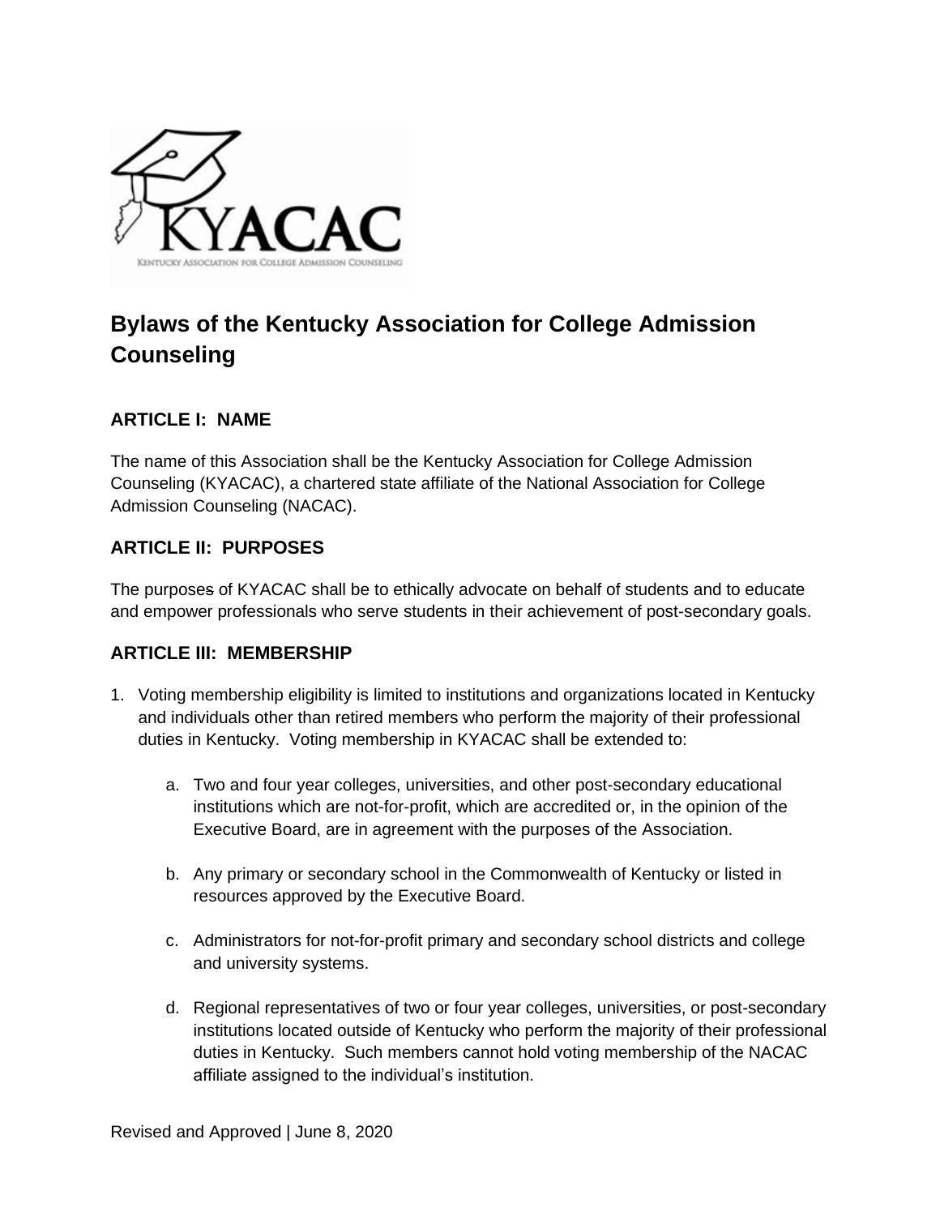# Bylaws of the Kentucky Association for College Admission Counseling

## ARTICLE I: NAME

The name of this Association shall be the Kentucky Association for College Admission Counseling (KYACAC), a chartered state affiliate of the National Association for College Admission Counseling (NACAC).

## ARTICLE II: PURPOSES

The purposes of KYACAC shall be to ethically advocate on behalf of students and to educate and empower professionals who serve students in their achievement of post-secondary goals.

## ARTICLE III: MEMBERSHIP

1. Voting membership eligibility is limited to institutions and organizations located in Kentucky and individuals other than retired members who perform the majority of their professional duties in Kentucky. Voting membership in KYACAC shall be extended to:

    a. Two and four year colleges, universities, and other post-secondary educational institutions which are not-for-profit, which are accredited or, in the opinion of the Executive Board, are in agreement with the purposes of the Association.

    b. Any primary or secondary school in the Commonwealth of Kentucky or listed in resources approved by the Executive Board.

    c. Administrators for not-for-profit primary and secondary school districts and college and university systems.

    d. Regional representatives of two or four year colleges, universities, or post-secondary institutions located outside of Kentucky who perform the majority of their professional duties in Kentucky. Such members cannot hold voting membership of the NACAC affiliate assigned to the individual's institution.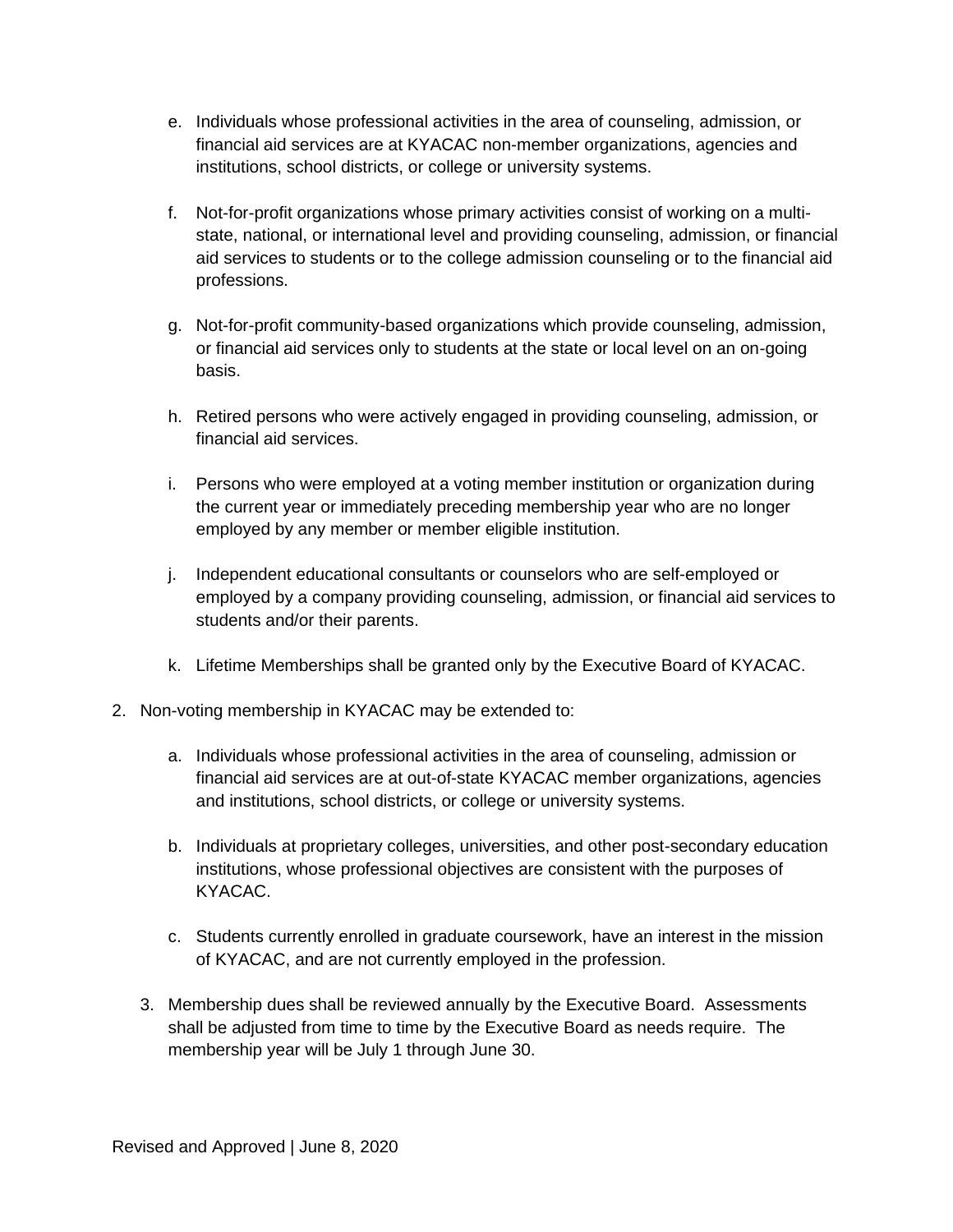e. Individuals whose professional activities in the area of counseling, admission, or financial aid services are at KYACAC non-member organizations, agencies and institutions, school districts, or college or university systems.

f. Not-for-profit organizations whose primary activities consist of working on a multi-state, national, or international level and providing counseling, admission, or financial aid services to students or to the college admission counseling or to the financial aid professions.

g. Not-for-profit community-based organizations which provide counseling, admission, or financial aid services only to students at the state or local level on an on-going basis.

h. Retired persons who were actively engaged in providing counseling, admission, or financial aid services.

i. Persons who were employed at a voting member institution or organization during the current year or immediately preceding membership year who are no longer employed by any member or member eligible institution.

j. Independent educational consultants or counselors who are self-employed or employed by a company providing counseling, admission, or financial aid services to students and/or their parents.

k. Lifetime Memberships shall be granted only by the Executive Board of KYACAC.

2. Non-voting membership in KYACAC may be extended to:

   a. Individuals whose professional activities in the area of counseling, admission or financial aid services are at out-of-state KYACAC member organizations, agencies and institutions, school districts, or college or university systems.

   b. Individuals at proprietary colleges, universities, and other post-secondary education institutions, whose professional objectives are consistent with the purposes of KYACAC.

   c. Students currently enrolled in graduate coursework, have an interest in the mission of KYACAC, and are not currently employed in the profession.

3. Membership dues shall be reviewed annually by the Executive Board. Assessments shall be adjusted from time to time by the Executive Board as needs require. The membership year will be July 1 through June 30.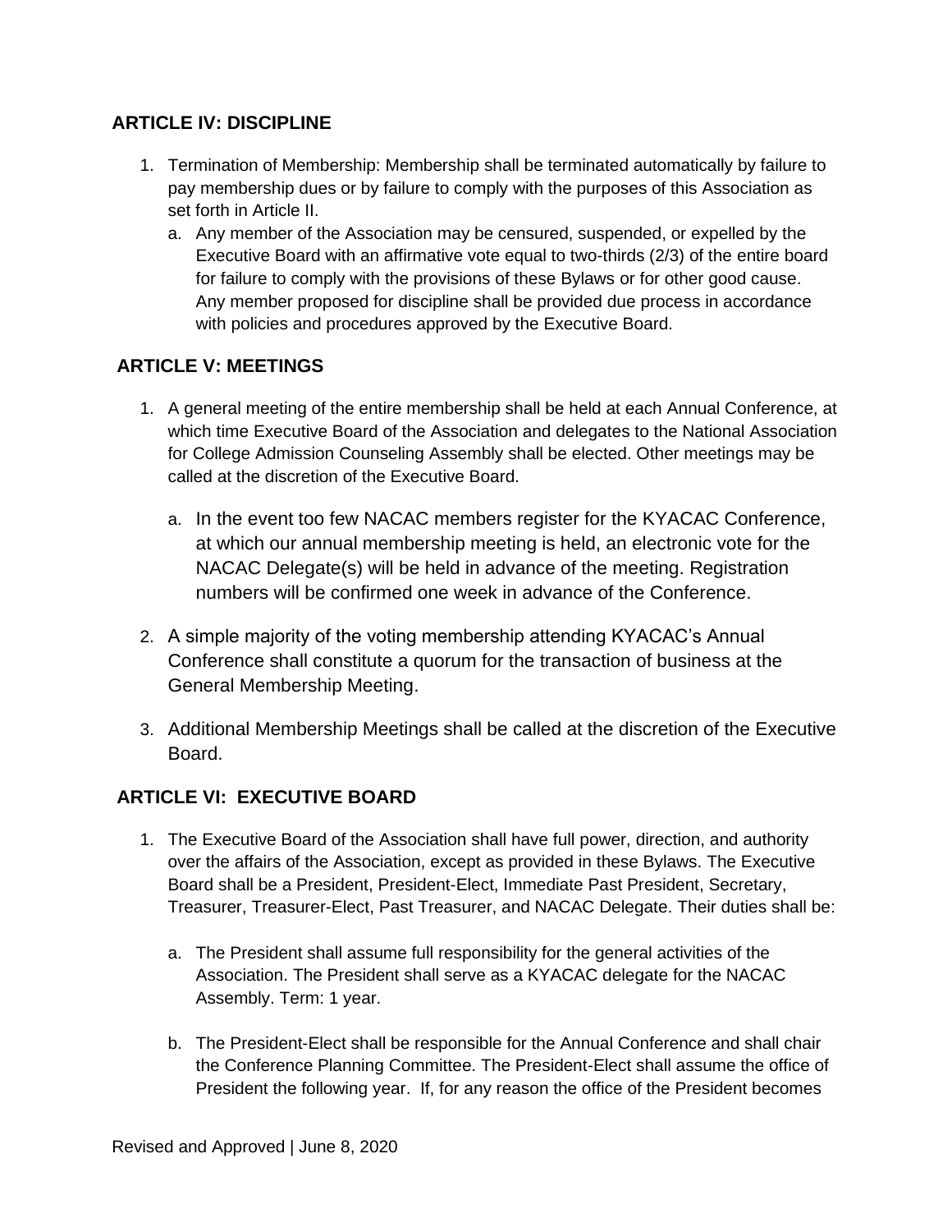## ARTICLE IV: DISCIPLINE

1. Termination of Membership: Membership shall be terminated automatically by failure to pay membership dues or by failure to comply with the purposes of this Association as set forth in Article II.
   a. Any member of the Association may be censured, suspended, or expelled by the Executive Board with an affirmative vote equal to two-thirds (2/3) of the entire board for failure to comply with the provisions of these Bylaws or for other good cause. Any member proposed for discipline shall be provided due process in accordance with policies and procedures approved by the Executive Board.

## ARTICLE V: MEETINGS

1. A general meeting of the entire membership shall be held at each Annual Conference, at which time Executive Board of the Association and delegates to the National Association for College Admission Counseling Assembly shall be elected. Other meetings may be called at the discretion of the Executive Board.
   a. In the event too few NACAC members register for the KYACAC Conference, at which our annual membership meeting is held, an electronic vote for the NACAC Delegate(s) will be held in advance of the meeting. Registration numbers will be confirmed one week in advance of the Conference.
2. A simple majority of the voting membership attending KYACAC's Annual Conference shall constitute a quorum for the transaction of business at the General Membership Meeting.
3. Additional Membership Meetings shall be called at the discretion of the Executive Board.

## ARTICLE VI: EXECUTIVE BOARD

1. The Executive Board of the Association shall have full power, direction, and authority over the affairs of the Association, except as provided in these Bylaws. The Executive Board shall be a President, President-Elect, Immediate Past President, Secretary, Treasurer, Treasurer-Elect, Past Treasurer, and NACAC Delegate. Their duties shall be:
   a. The President shall assume full responsibility for the general activities of the Association. The President shall serve as a KYACAC delegate for the NACAC Assembly. Term: 1 year.
   b. The President-Elect shall be responsible for the Annual Conference and shall chair the Conference Planning Committee. The President-Elect shall assume the office of President the following year. If, for any reason the office of the President becomes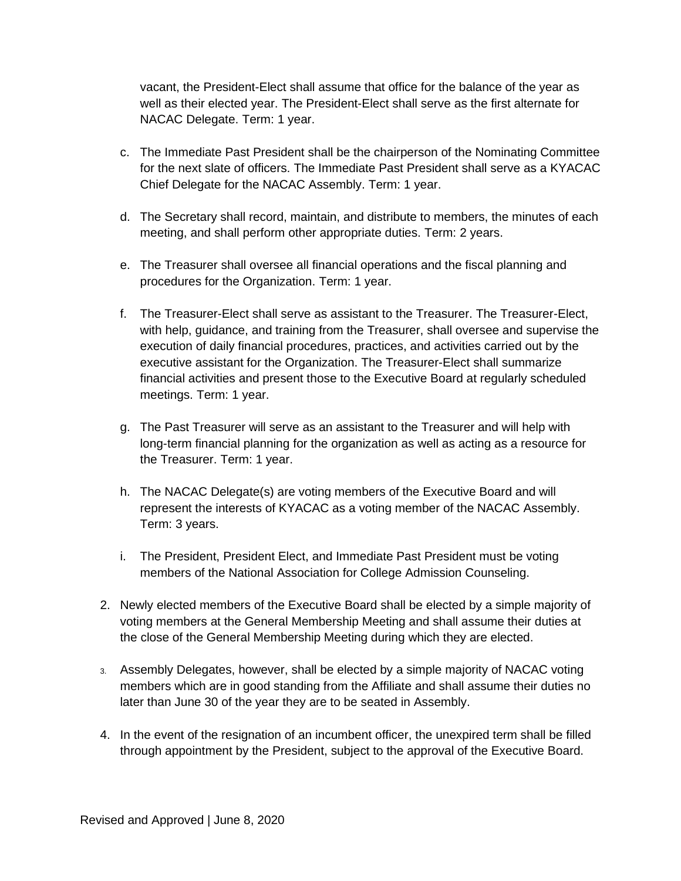vacant, the President-Elect shall assume that office for the balance of the year as well as their elected year. The President-Elect shall serve as the first alternate for NACAC Delegate. Term: 1 year.

c. The Immediate Past President shall be the chairperson of the Nominating Committee for the next slate of officers. The Immediate Past President shall serve as a KYACAC Chief Delegate for the NACAC Assembly. Term: 1 year.

d. The Secretary shall record, maintain, and distribute to members, the minutes of each meeting, and shall perform other appropriate duties. Term: 2 years.

e. The Treasurer shall oversee all financial operations and the fiscal planning and procedures for the Organization. Term: 1 year.

f. The Treasurer-Elect shall serve as assistant to the Treasurer. The Treasurer-Elect, with help, guidance, and training from the Treasurer, shall oversee and supervise the execution of daily financial procedures, practices, and activities carried out by the executive assistant for the Organization. The Treasurer-Elect shall summarize financial activities and present those to the Executive Board at regularly scheduled meetings. Term: 1 year.

g. The Past Treasurer will serve as an assistant to the Treasurer and will help with long-term financial planning for the organization as well as acting as a resource for the Treasurer. Term: 1 year.

h. The NACAC Delegate(s) are voting members of the Executive Board and will represent the interests of KYACAC as a voting member of the NACAC Assembly. Term: 3 years.

i. The President, President Elect, and Immediate Past President must be voting members of the National Association for College Admission Counseling.

2. Newly elected members of the Executive Board shall be elected by a simple majority of voting members at the General Membership Meeting and shall assume their duties at the close of the General Membership Meeting during which they are elected.

3. Assembly Delegates, however, shall be elected by a simple majority of NACAC voting members which are in good standing from the Affiliate and shall assume their duties no later than June 30 of the year they are to be seated in Assembly.

4. In the event of the resignation of an incumbent officer, the unexpired term shall be filled through appointment by the President, subject to the approval of the Executive Board.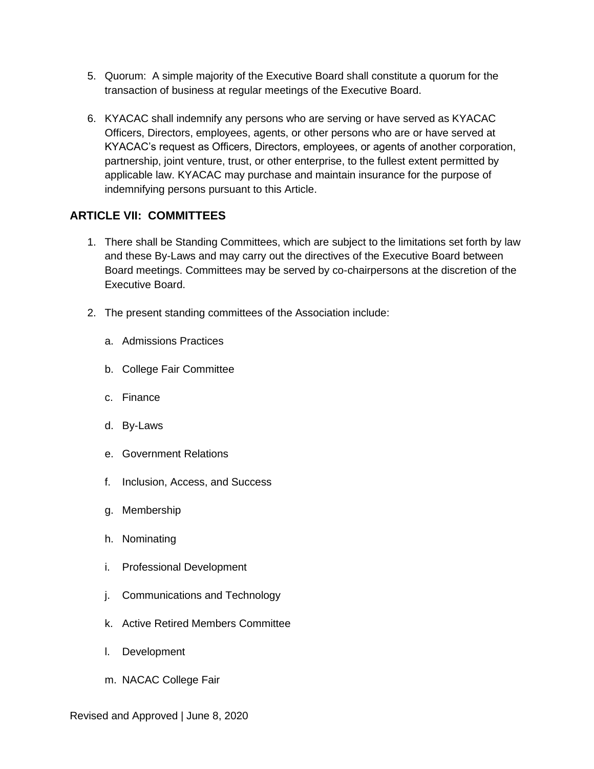5. Quorum: A simple majority of the Executive Board shall constitute a quorum for the transaction of business at regular meetings of the Executive Board.

6. KYACAC shall indemnify any persons who are serving or have served as KYACAC Officers, Directors, employees, agents, or other persons who are or have served at KYACAC's request as Officers, Directors, employees, or agents of another corporation, partnership, joint venture, trust, or other enterprise, to the fullest extent permitted by applicable law. KYACAC may purchase and maintain insurance for the purpose of indemnifying persons pursuant to this Article.

## ARTICLE VII: COMMITTEES

1. There shall be Standing Committees, which are subject to the limitations set forth by law and these By-Laws and may carry out the directives of the Executive Board between Board meetings. Committees may be served by co-chairpersons at the discretion of the Executive Board.

2. The present standing committees of the Association include:

   a. Admissions Practices

   b. College Fair Committee

   c. Finance

   d. By-Laws

   e. Government Relations

   f. Inclusion, Access, and Success

   g. Membership

   h. Nominating

   i. Professional Development

   j. Communications and Technology

   k. Active Retired Members Committee

   l. Development

   m. NACAC College Fair

Revised and Approved | June 8, 2020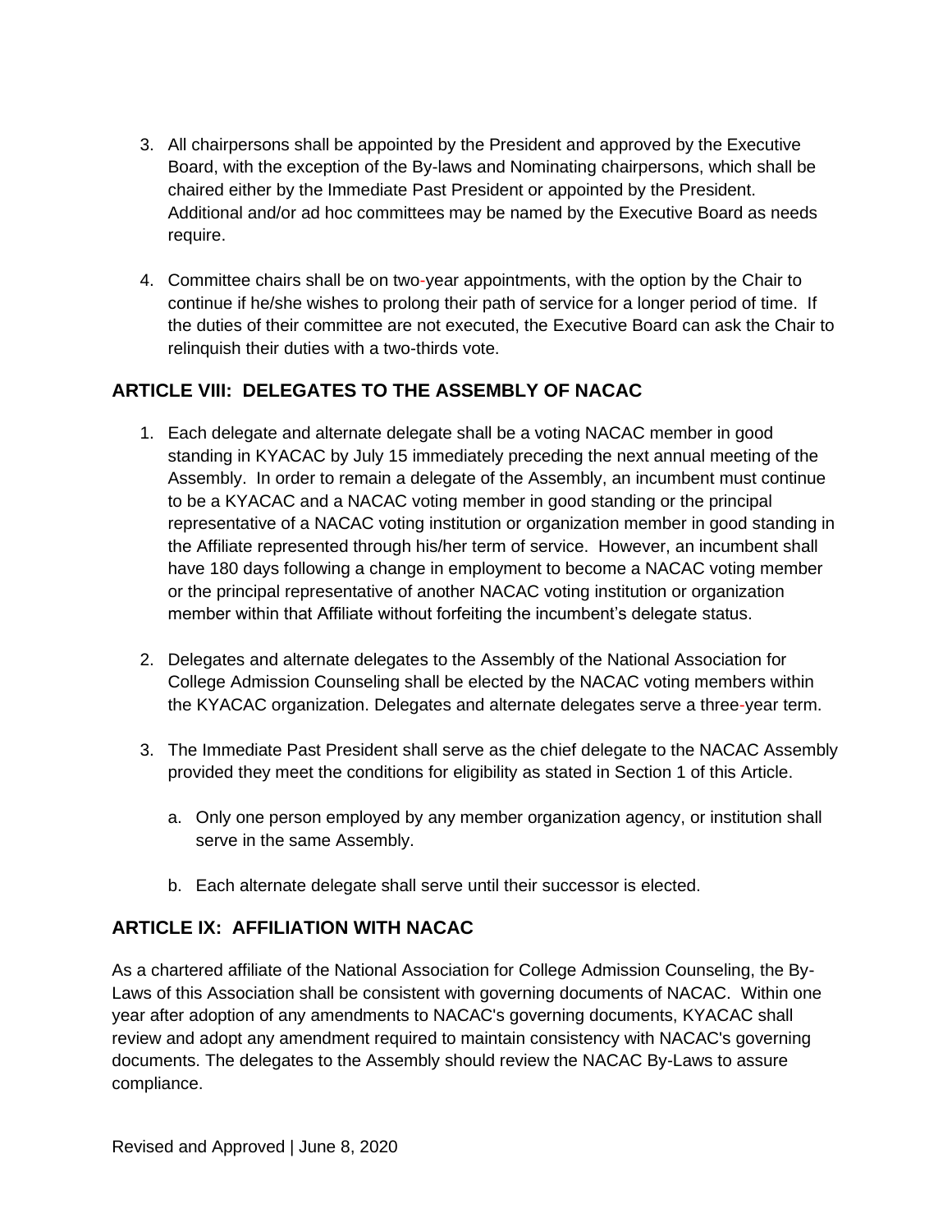3. All chairpersons shall be appointed by the President and approved by the Executive Board, with the exception of the By-laws and Nominating chairpersons, which shall be chaired either by the Immediate Past President or appointed by the President. Additional and/or ad hoc committees may be named by the Executive Board as needs require.

4. Committee chairs shall be on two-year appointments, with the option by the Chair to continue if he/she wishes to prolong their path of service for a longer period of time. If the duties of their committee are not executed, the Executive Board can ask the Chair to relinquish their duties with a two-thirds vote.

## ARTICLE VIII: DELEGATES TO THE ASSEMBLY OF NACAC

1. Each delegate and alternate delegate shall be a voting NACAC member in good standing in KYACAC by July 15 immediately preceding the next annual meeting of the Assembly. In order to remain a delegate of the Assembly, an incumbent must continue to be a KYACAC and a NACAC voting member in good standing or the principal representative of a NACAC voting institution or organization member in good standing in the Affiliate represented through his/her term of service. However, an incumbent shall have 180 days following a change in employment to become a NACAC voting member or the principal representative of another NACAC voting institution or organization member within that Affiliate without forfeiting the incumbent's delegate status.

2. Delegates and alternate delegates to the Assembly of the National Association for College Admission Counseling shall be elected by the NACAC voting members within the KYACAC organization. Delegates and alternate delegates serve a three-year term.

3. The Immediate Past President shall serve as the chief delegate to the NACAC Assembly provided they meet the conditions for eligibility as stated in Section 1 of this Article.

    a. Only one person employed by any member organization agency, or institution shall serve in the same Assembly.

    b. Each alternate delegate shall serve until their successor is elected.

## ARTICLE IX: AFFILIATION WITH NACAC

As a chartered affiliate of the National Association for College Admission Counseling, the By-Laws of this Association shall be consistent with governing documents of NACAC. Within one year after adoption of any amendments to NACAC's governing documents, KYACAC shall review and adopt any amendment required to maintain consistency with NACAC's governing documents. The delegates to the Assembly should review the NACAC By-Laws to assure compliance.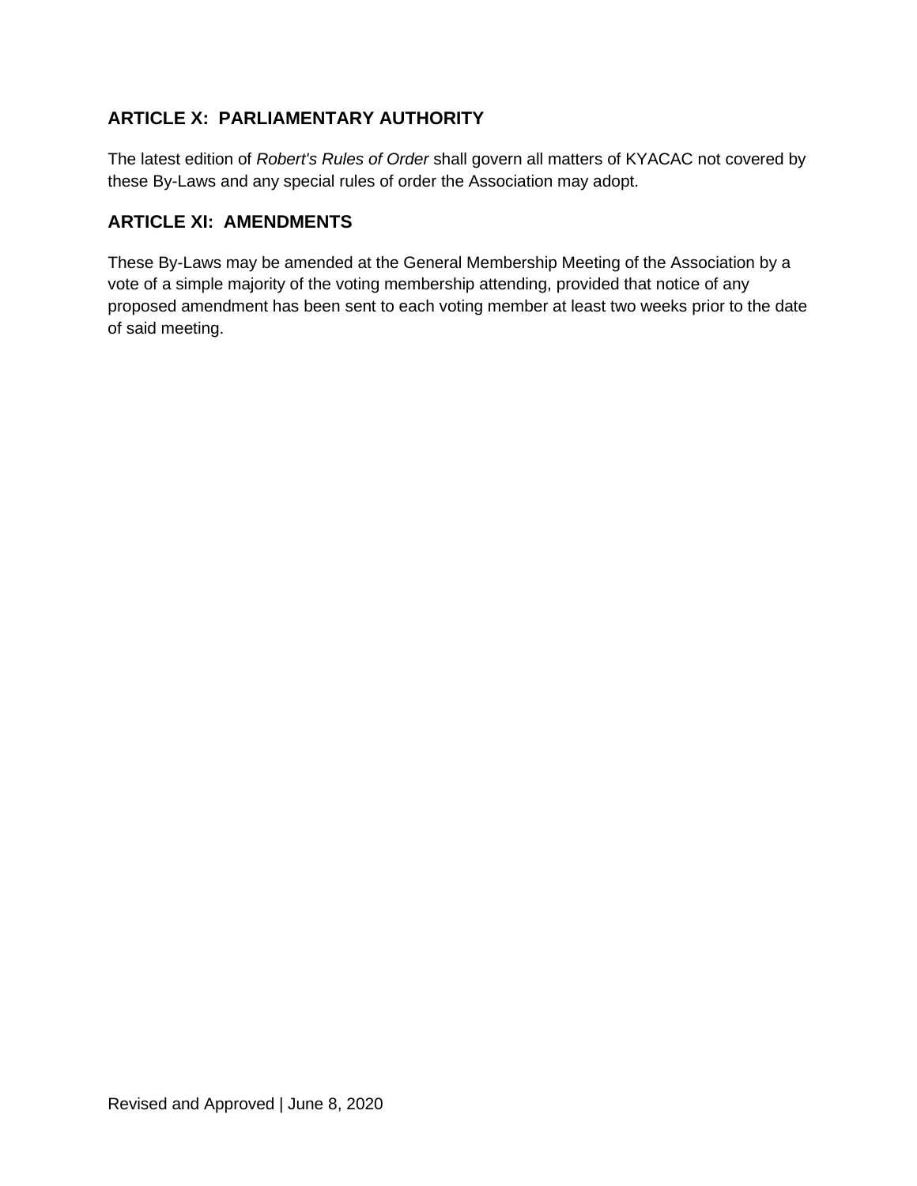## ARTICLE X: PARLIAMENTARY AUTHORITY

The latest edition of *Robert's Rules of Order* shall govern all matters of KYACAC not covered by these By-Laws and any special rules of order the Association may adopt.

## ARTICLE XI: AMENDMENTS

These By-Laws may be amended at the General Membership Meeting of the Association by a vote of a simple majority of the voting membership attending, provided that notice of any proposed amendment has been sent to each voting member at least two weeks prior to the date of said meeting.

Revised and Approved | June 8, 2020